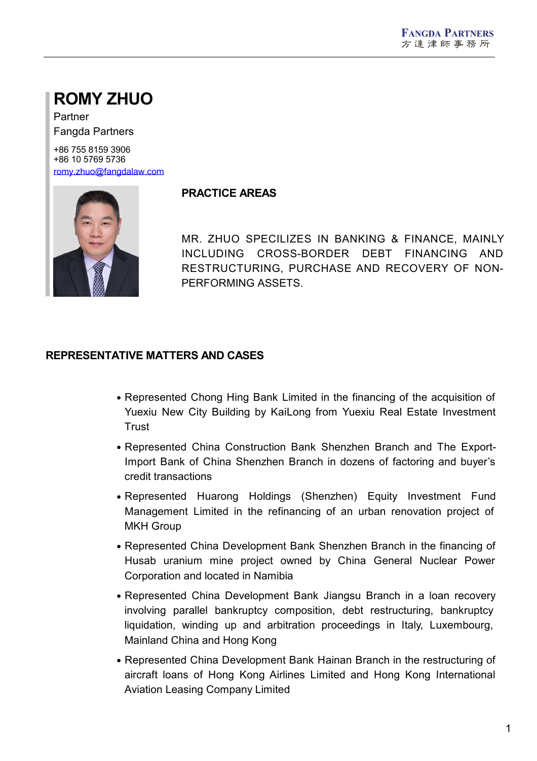# ROMY ZHUO

Partner

Fangda Partners

+86 755 8159 3906
+86 10 5769 5736
romy.zhuo@fangdalaw.com

## PRACTICE AREAS

MR. ZHUO SPECILIZES IN BANKING & FINANCE, MAINLY INCLUDING CROSS-BORDER DEBT FINANCING AND RESTRUCTURING, PURCHASE AND RECOVERY OF NON-PERFORMING ASSETS.

## REPRESENTATIVE MATTERS AND CASES

- Represented Chong Hing Bank Limited in the financing of the acquisition of Yuexiu New City Building by KaiLong from Yuexiu Real Estate Investment Trust
- Represented China Construction Bank Shenzhen Branch and The Export-Import Bank of China Shenzhen Branch in dozens of factoring and buyer's credit transactions
- Represented Huarong Holdings (Shenzhen) Equity Investment Fund Management Limited in the refinancing of an urban renovation project of MKH Group
- Represented China Development Bank Shenzhen Branch in the financing of Husab uranium mine project owned by China General Nuclear Power Corporation and located in Namibia
- Represented China Development Bank Jiangsu Branch in a loan recovery involving parallel bankruptcy composition, debt restructuring, bankruptcy liquidation, winding up and arbitration proceedings in Italy, Luxembourg, Mainland China and Hong Kong
- Represented China Development Bank Hainan Branch in the restructuring of aircraft loans of Hong Kong Airlines Limited and Hong Kong International Aviation Leasing Company Limited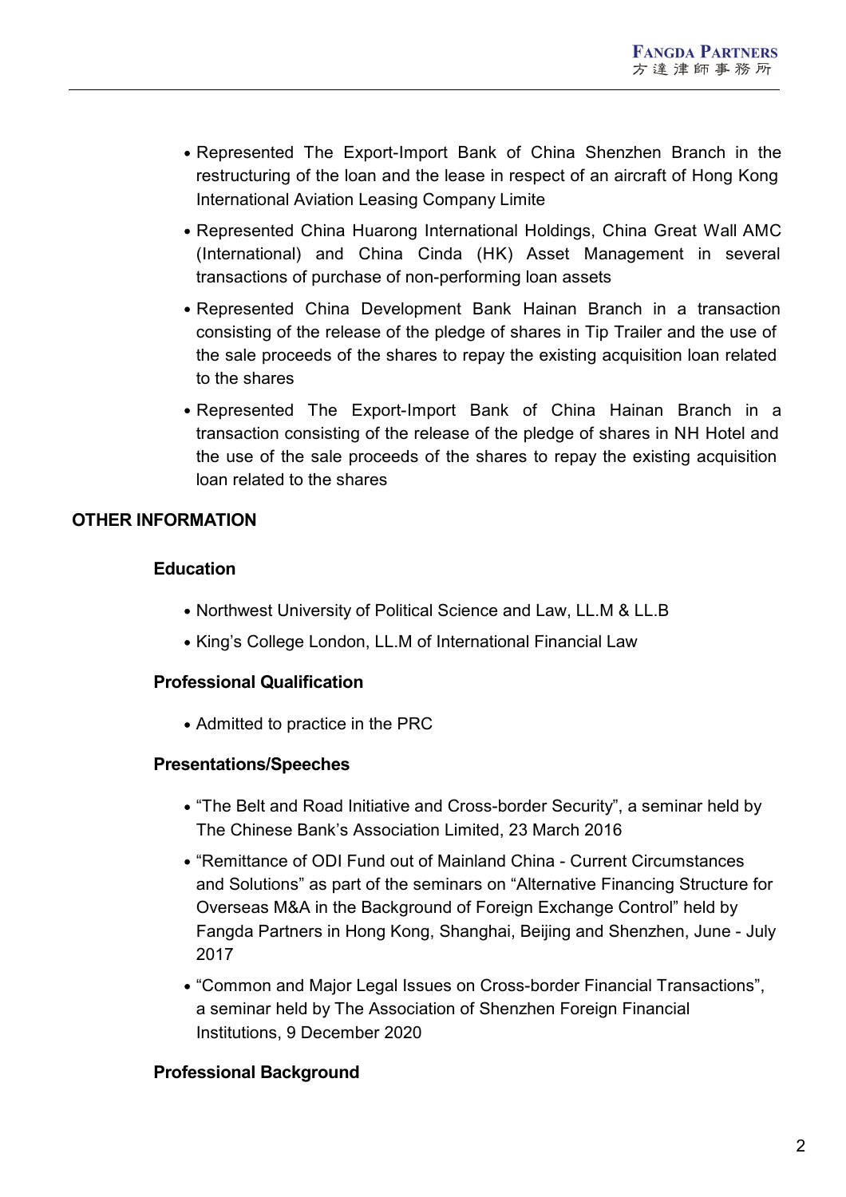- Represented The Export-Import Bank of China Shenzhen Branch in the restructuring of the loan and the lease in respect of an aircraft of Hong Kong International Aviation Leasing Company Limite
- Represented China Huarong International Holdings, China Great Wall AMC (International) and China Cinda (HK) Asset Management in several transactions of purchase of non-performing loan assets
- Represented China Development Bank Hainan Branch in a transaction consisting of the release of the pledge of shares in Tip Trailer and the use of the sale proceeds of the shares to repay the existing acquisition loan related to the shares
- Represented The Export-Import Bank of China Hainan Branch in a transaction consisting of the release of the pledge of shares in NH Hotel and the use of the sale proceeds of the shares to repay the existing acquisition loan related to the shares

## OTHER INFORMATION

### Education

- Northwest University of Political Science and Law, LL.M & LL.B
- King's College London, LL.M of International Financial Law

### Professional Qualification

- Admitted to practice in the PRC

### Presentations/Speeches

- "The Belt and Road Initiative and Cross-border Security", a seminar held by The Chinese Bank's Association Limited, 23 March 2016
- "Remittance of ODI Fund out of Mainland China - Current Circumstances and Solutions" as part of the seminars on "Alternative Financing Structure for Overseas M&A in the Background of Foreign Exchange Control" held by Fangda Partners in Hong Kong, Shanghai, Beijing and Shenzhen, June - July 2017
- "Common and Major Legal Issues on Cross-border Financial Transactions", a seminar held by The Association of Shenzhen Foreign Financial Institutions, 9 December 2020

### Professional Background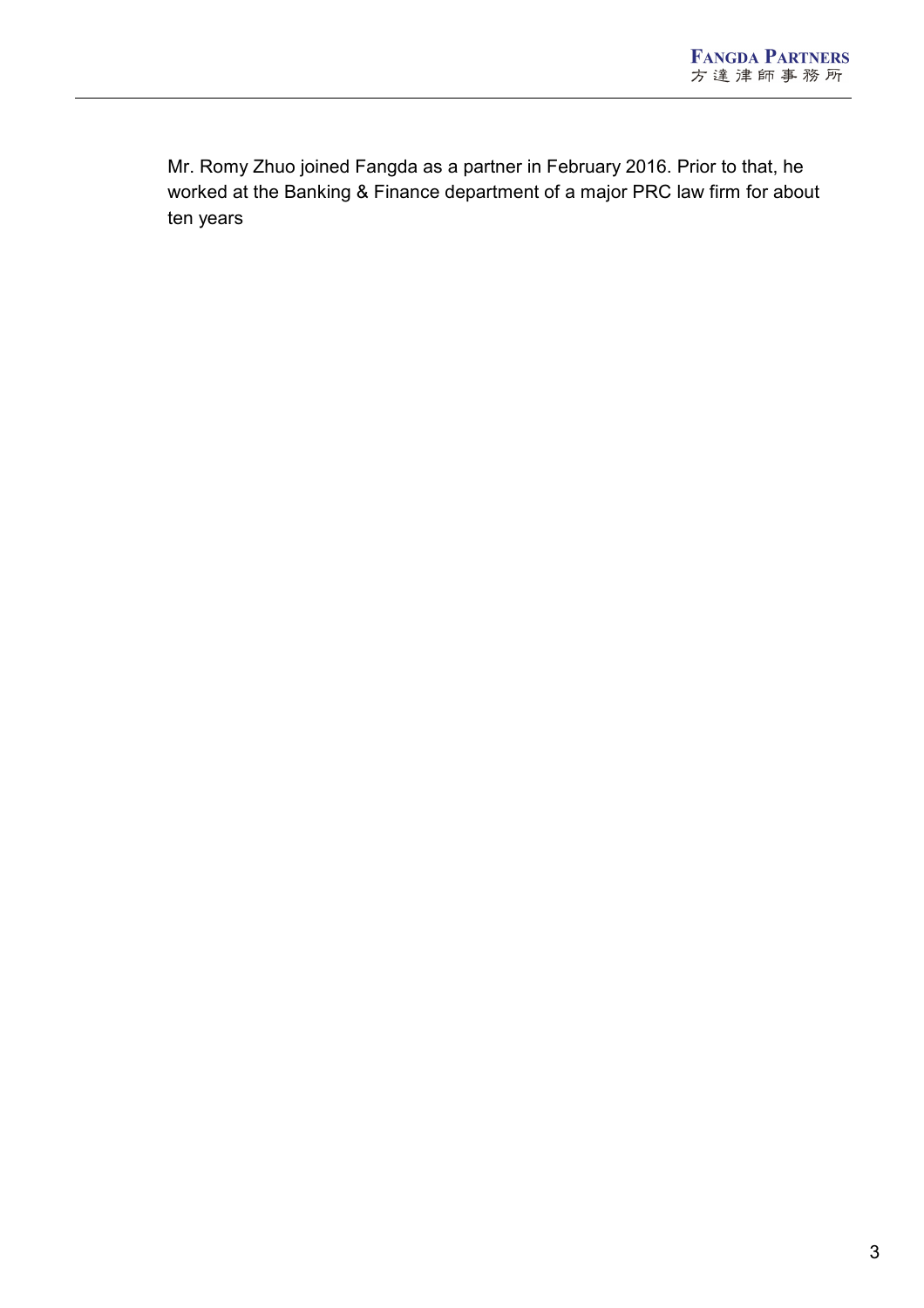Mr. Romy Zhuo joined Fangda as a partner in February 2016. Prior to that, he worked at the Banking & Finance department of a major PRC law firm for about ten years